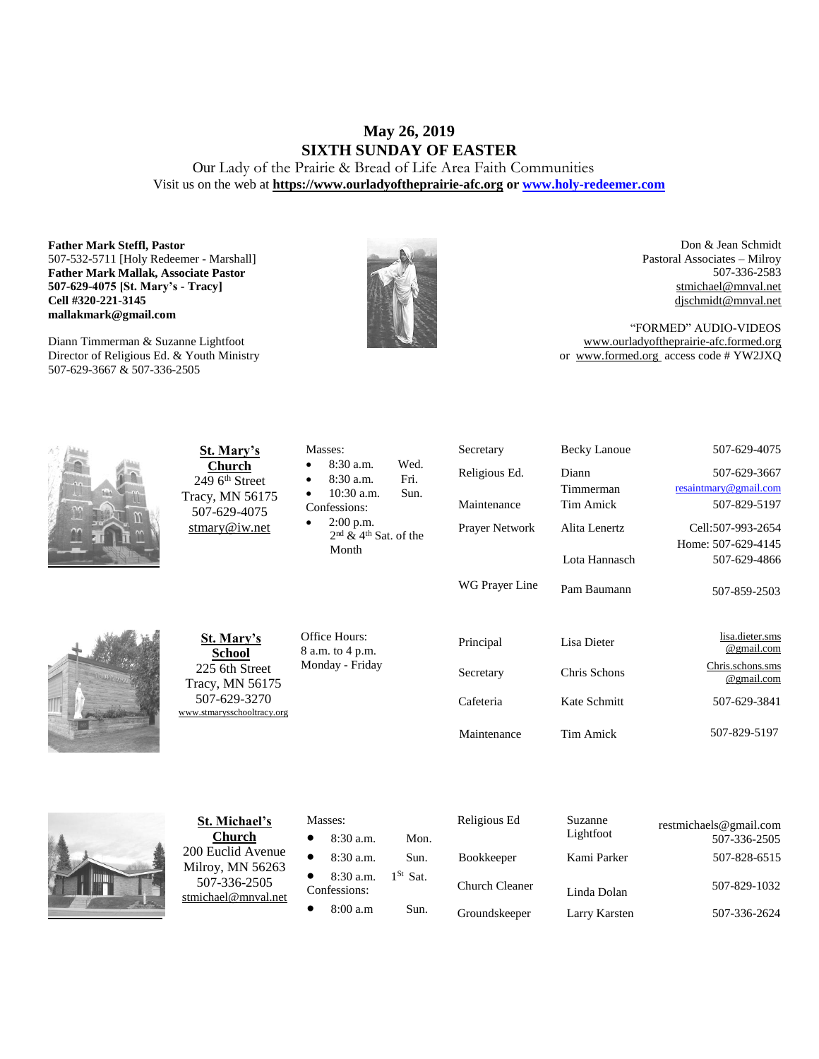# May 26, 2019
# SIXTH SUNDAY OF EASTER

Our Lady of the Prairie & Bread of Life Area Faith Communities

Visit us on the web at **https://www.ourladyoftheprairie-afc.org** or **www.holy-redeemer.com**

**Father Mark Steffl, Pastor**
507-532-5711 [Holy Redeemer - Marshall]
**Father Mark Mallak, Associate Pastor**
**507-629-4075 [St. Mary's - Tracy]**
**Cell #320-221-3145**
**mallakmark@gmail.com**

Diann Timmerman & Suzanne Lightfoot
Director of Religious Ed. & Youth Ministry
507-629-3667 & 507-336-2505

Don & Jean Schmidt
Pastoral Associates – Milroy
507-336-2583
stmichael@mnval.net
djschmidt@mnval.net

"FORMED" AUDIO-VIDEOS
www.ourladyoftheprairie-afc.formed.org
or www.formed.org access code # YW2JXQ

## St. Mary's Church

249 6th Street
Tracy, MN 56175
507-629-4075
stmary@iw.net

Masses:
- 8:30 a.m. Wed.
- 8:30 a.m. Fri.
- 10:30 a.m. Sun.

Confessions:
- 2:00 p.m. 2nd & 4th Sat. of the Month

| | | |
|---|---|---|
| Secretary | Becky Lanoue | 507-629-4075 |
| Religious Ed. | Diann Timmerman | 507-629-3667 resaintmary@gmail.com |
| Maintenance | Tim Amick | 507-829-5197 |
| Prayer Network | Alita Lenertz | Cell:507-993-2654 Home: 507-629-4145 |
| | Lota Hannasch | 507-629-4866 |
| WG Prayer Line | Pam Baumann | 507-859-2503 |

## St. Mary's School

225 6th Street
Tracy, MN 56175
507-629-3270
www.stmarysschooltracy.org

Office Hours:
8 a.m. to 4 p.m.
Monday - Friday

| | | |
|---|---|---|
| Principal | Lisa Dieter | lisa.dieter.sms@gmail.com |
| Secretary | Chris Schons | Chris.schons.sms@gmail.com |
| Cafeteria | Kate Schmitt | 507-629-3841 |
| Maintenance | Tim Amick | 507-829-5197 |

## St. Michael's Church

200 Euclid Avenue
Milroy, MN 56263
507-336-2505
stmichael@mnval.net

Masses:
- 8:30 a.m. Mon.
- 8:30 a.m. Sun.
- 8:30 a.m. 1St Sat.

Confessions:
- 8:00 a.m Sun.

| | | |
|---|---|---|
| Religious Ed | Suzanne Lightfoot | restmichaels@gmail.com 507-336-2505 |
| Bookkeeper | Kami Parker | 507-828-6515 |
| Church Cleaner | Linda Dolan | 507-829-1032 |
| Groundskeeper | Larry Karsten | 507-336-2624 |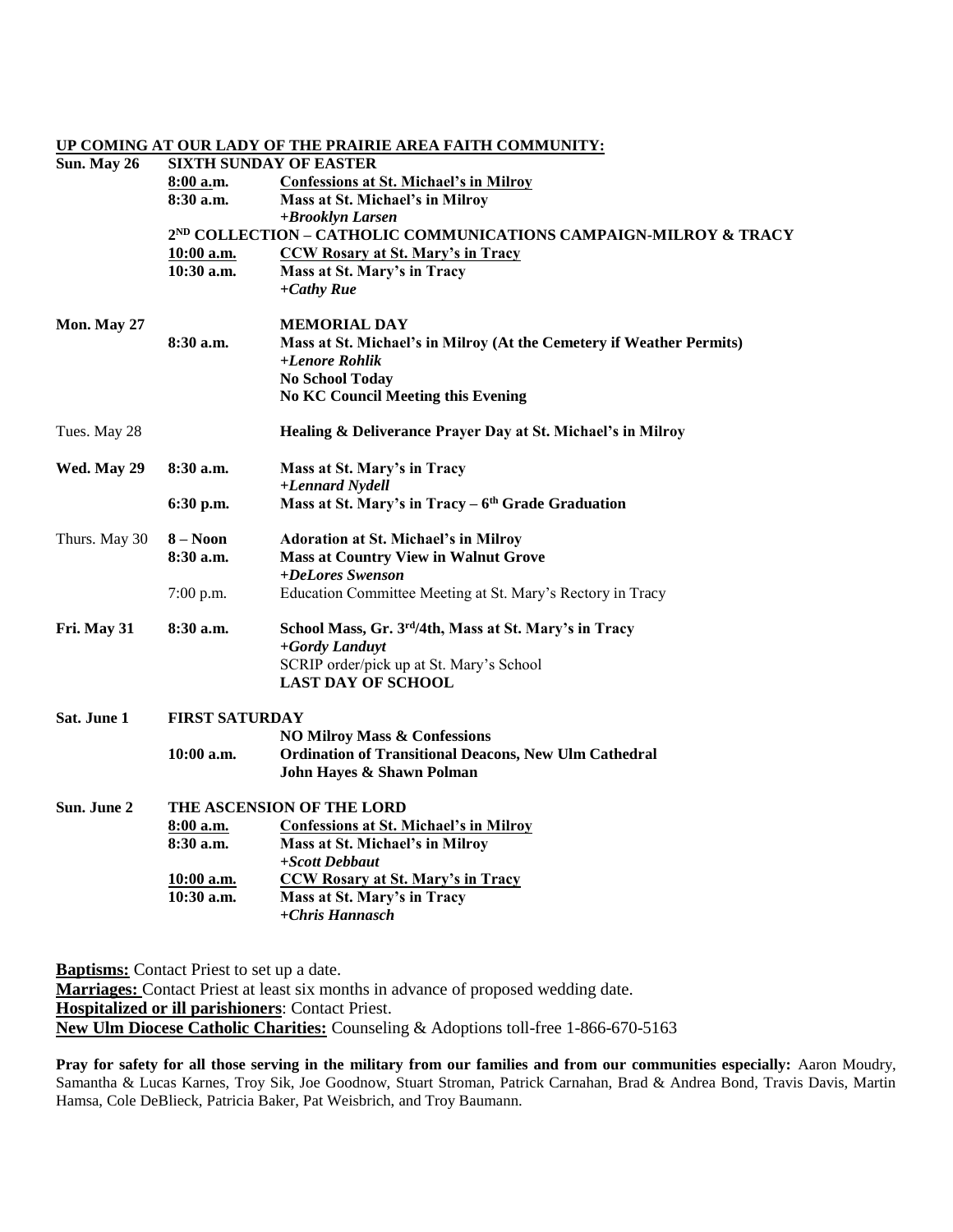**UP COMING AT OUR LADY OF THE PRAIRIE AREA FAITH COMMUNITY:**

| | | |
|---|---|---|
| **Sun. May 26** | **SIXTH SUNDAY OF EASTER** | |
| | **8:00 a.m.** | **Confessions at St. Michael's in Milroy** |
| | **8:30 a.m.** | **Mass at St. Michael's in Milroy** |
| | | ***+Brooklyn Larsen*** |
| | **2ND COLLECTION – CATHOLIC COMMUNICATIONS CAMPAIGN-MILROY & TRACY** | |
| | **10:00 a.m.** | **CCW Rosary at St. Mary's in Tracy** |
| | **10:30 a.m.** | **Mass at St. Mary's in Tracy** |
| | | ***+Cathy Rue*** |
| **Mon. May 27** | | **MEMORIAL DAY** |
| | **8:30 a.m.** | **Mass at St. Michael's in Milroy (At the Cemetery if Weather Permits)** |
| | | ***+Lenore Rohlik*** |
| | | **No School Today** |
| | | **No KC Council Meeting this Evening** |
| Tues. May 28 | | **Healing & Deliverance Prayer Day at St. Michael's in Milroy** |
| **Wed. May 29** | **8:30 a.m.** | **Mass at St. Mary's in Tracy** |
| | | ***+Lennard Nydell*** |
| | **6:30 p.m.** | **Mass at St. Mary's in Tracy – 6th Grade Graduation** |
| Thurs. May 30 | **8 – Noon** | **Adoration at St. Michael's in Milroy** |
| | **8:30 a.m.** | **Mass at Country View in Walnut Grove** |
| | | ***+DeLores Swenson*** |
| | 7:00 p.m. | Education Committee Meeting at St. Mary's Rectory in Tracy |
| **Fri. May 31** | **8:30 a.m.** | **School Mass, Gr. 3rd/4th, Mass at St. Mary's in Tracy** |
| | | ***+Gordy Landuyt*** |
| | | SCRIP order/pick up at St. Mary's School |
| | | **LAST DAY OF SCHOOL** |
| **Sat. June 1** | **FIRST SATURDAY** | |
| | | **NO Milroy Mass & Confessions** |
| | **10:00 a.m.** | **Ordination of Transitional Deacons, New Ulm Cathedral** |
| | | **John Hayes & Shawn Polman** |
| **Sun. June 2** | **THE ASCENSION OF THE LORD** | |
| | **8:00 a.m.** | **Confessions at St. Michael's in Milroy** |
| | **8:30 a.m.** | **Mass at St. Michael's in Milroy** |
| | | ***+Scott Debbaut*** |
| | **10:00 a.m.** | **CCW Rosary at St. Mary's in Tracy** |
| | **10:30 a.m.** | **Mass at St. Mary's in Tracy** |
| | | ***+Chris Hannasch*** |

**Baptisms:** Contact Priest to set up a date.
**Marriages:** Contact Priest at least six months in advance of proposed wedding date.
**Hospitalized or ill parishioners**: Contact Priest.
**New Ulm Diocese Catholic Charities:** Counseling & Adoptions toll-free 1-866-670-5163

**Pray for safety for all those serving in the military from our families and from our communities especially:** Aaron Moudry, Samantha & Lucas Karnes, Troy Sik, Joe Goodnow, Stuart Stroman, Patrick Carnahan, Brad & Andrea Bond, Travis Davis, Martin Hamsa, Cole DeBlieck, Patricia Baker, Pat Weisbrich, and Troy Baumann.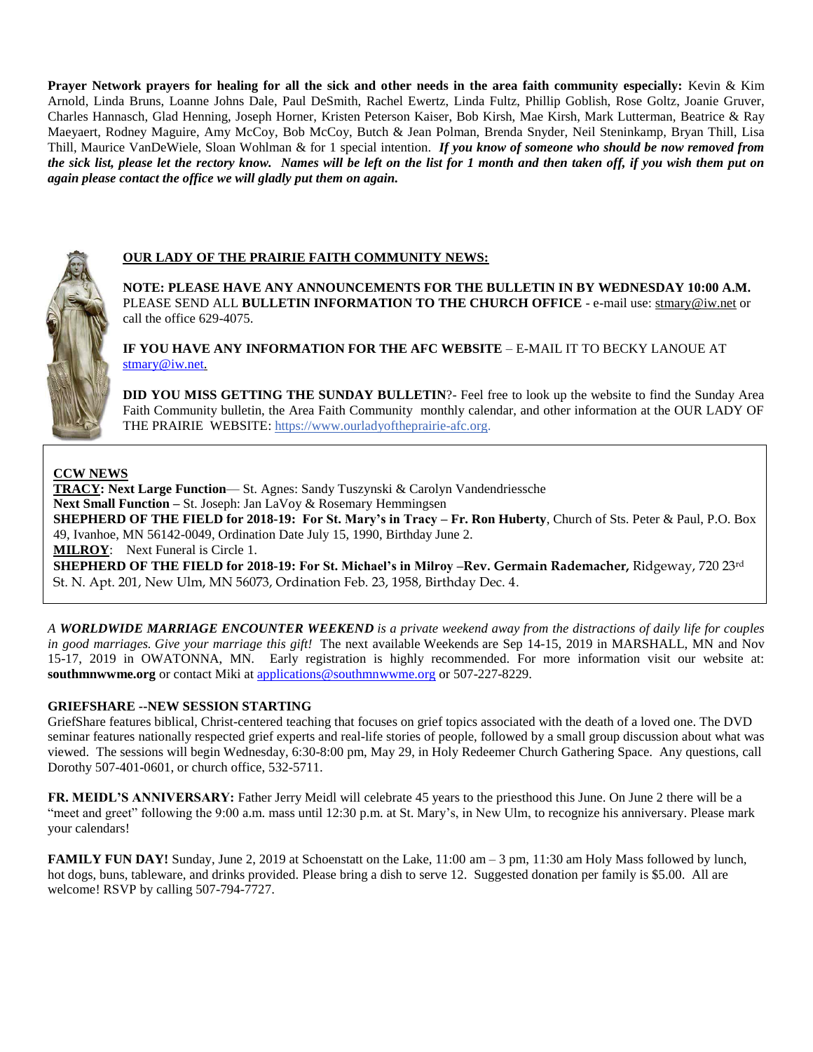**Prayer Network prayers for healing for all the sick and other needs in the area faith community especially:** Kevin & Kim Arnold, Linda Bruns, Loanne Johns Dale, Paul DeSmith, Rachel Ewertz, Linda Fultz, Phillip Goblish, Rose Goltz, Joanie Gruver, Charles Hannasch, Glad Henning, Joseph Horner, Kristen Peterson Kaiser, Bob Kirsh, Mae Kirsh, Mark Lutterman, Beatrice & Ray Maeyaert, Rodney Maguire, Amy McCoy, Bob McCoy, Butch & Jean Polman, Brenda Snyder, Neil Steninkamp, Bryan Thill, Lisa Thill, Maurice VanDeWiele, Sloan Wohlman & for 1 special intention. ***If you know of someone who should be now removed from the sick list, please let the rectory know. Names will be left on the list for 1 month and then taken off, if you wish them put on again please contact the office we will gladly put them on again.***

**OUR LADY OF THE PRAIRIE FAITH COMMUNITY NEWS:**

**NOTE: PLEASE HAVE ANY ANNOUNCEMENTS FOR THE BULLETIN IN BY WEDNESDAY 10:00 A.M.** PLEASE SEND ALL **BULLETIN INFORMATION TO THE CHURCH OFFICE** - e-mail use: stmary@iw.net or call the office 629-4075.

**IF YOU HAVE ANY INFORMATION FOR THE AFC WEBSITE** – E-MAIL IT TO BECKY LANOUE AT stmary@iw.net.

**DID YOU MISS GETTING THE SUNDAY BULLETIN**?- Feel free to look up the website to find the Sunday Area Faith Community bulletin, the Area Faith Community monthly calendar, and other information at the OUR LADY OF THE PRAIRIE WEBSITE: https://www.ourladyoftheprairie-afc.org.

**CCW NEWS**

**TRACY: Next Large Function**— St. Agnes: Sandy Tuszynski & Carolyn Vandendriessche

**Next Small Function –** St. Joseph: Jan LaVoy & Rosemary Hemmingsen

**SHEPHERD OF THE FIELD for 2018-19: For St. Mary's in Tracy – Fr. Ron Huberty**, Church of Sts. Peter & Paul, P.O. Box 49, Ivanhoe, MN 56142-0049, Ordination Date July 15, 1990, Birthday June 2.

**MILROY**: Next Funeral is Circle 1.

**SHEPHERD OF THE FIELD for 2018-19: For St. Michael's in Milroy –Rev. Germain Rademacher,** Ridgeway, 720 23rd St. N. Apt. 201, New Ulm, MN 56073, Ordination Feb. 23, 1958, Birthday Dec. 4.

*A **WORLDWIDE MARRIAGE ENCOUNTER WEEKEND** is a private weekend away from the distractions of daily life for couples in good marriages. Give your marriage this gift!* The next available Weekends are Sep 14-15, 2019 in MARSHALL, MN and Nov 15-17, 2019 in OWATONNA, MN. Early registration is highly recommended. For more information visit our website at: **southmnwwme.org** or contact Miki at applications@southmnwwme.org or 507-227-8229.

**GRIEFSHARE --NEW SESSION STARTING**

GriefShare features biblical, Christ-centered teaching that focuses on grief topics associated with the death of a loved one. The DVD seminar features nationally respected grief experts and real-life stories of people, followed by a small group discussion about what was viewed. The sessions will begin Wednesday, 6:30-8:00 pm, May 29, in Holy Redeemer Church Gathering Space. Any questions, call Dorothy 507-401-0601, or church office, 532-5711.

**FR. MEIDL'S ANNIVERSARY:** Father Jerry Meidl will celebrate 45 years to the priesthood this June. On June 2 there will be a "meet and greet" following the 9:00 a.m. mass until 12:30 p.m. at St. Mary's, in New Ulm, to recognize his anniversary. Please mark your calendars!

**FAMILY FUN DAY!** Sunday, June 2, 2019 at Schoenstatt on the Lake, 11:00 am – 3 pm, 11:30 am Holy Mass followed by lunch, hot dogs, buns, tableware, and drinks provided. Please bring a dish to serve 12. Suggested donation per family is $5.00. All are welcome! RSVP by calling 507-794-7727.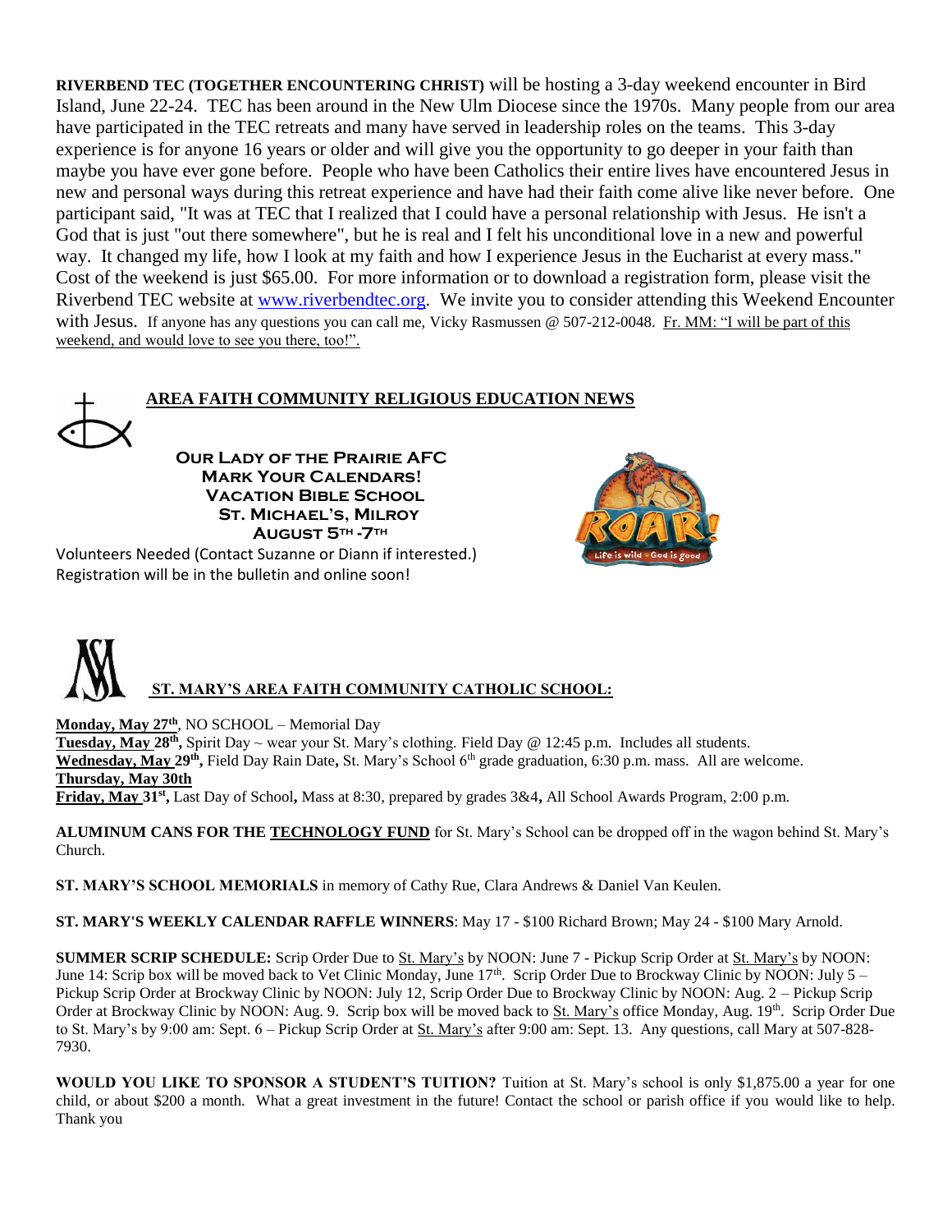**RIVERBEND TEC (TOGETHER ENCOUNTERING CHRIST)** will be hosting a 3-day weekend encounter in Bird Island, June 22-24. TEC has been around in the New Ulm Diocese since the 1970s. Many people from our area have participated in the TEC retreats and many have served in leadership roles on the teams. This 3-day experience is for anyone 16 years or older and will give you the opportunity to go deeper in your faith than maybe you have ever gone before. People who have been Catholics their entire lives have encountered Jesus in new and personal ways during this retreat experience and have had their faith come alive like never before. One participant said, "It was at TEC that I realized that I could have a personal relationship with Jesus. He isn't a God that is just "out there somewhere", but he is real and I felt his unconditional love in a new and powerful way. It changed my life, how I look at my faith and how I experience Jesus in the Eucharist at every mass." Cost of the weekend is just $65.00. For more information or to download a registration form, please visit the Riverbend TEC website at www.riverbendtec.org. We invite you to consider attending this Weekend Encounter with Jesus. If anyone has any questions you can call me, Vicky Rasmussen @ 507-212-0048. Fr. MM: "I will be part of this weekend, and would love to see you there, too!".

## AREA FAITH COMMUNITY RELIGIOUS EDUCATION NEWS

**Our Lady of the Prairie AFC**
**Mark Your Calendars!**
**Vacation Bible School**
**St. Michael's, Milroy**
**August 5th -7th**

Volunteers Needed (Contact Suzanne or Diann if interested.)
Registration will be in the bulletin and online soon!

## ST. MARY'S AREA FAITH COMMUNITY CATHOLIC SCHOOL:

**Monday, May 27th**, NO SCHOOL – Memorial Day
**Tuesday, May 28th,** Spirit Day ~ wear your St. Mary's clothing. Field Day @ 12:45 p.m. Includes all students.
**Wednesday, May 29th,** Field Day Rain Date**,** St. Mary's School 6th grade graduation, 6:30 p.m. mass. All are welcome.
**Thursday, May 30th**
**Friday, May 31st,** Last Day of School**,** Mass at 8:30, prepared by grades 3&4**,** All School Awards Program, 2:00 p.m.

**ALUMINUM CANS FOR THE TECHNOLOGY FUND** for St. Mary's School can be dropped off in the wagon behind St. Mary's Church.

**ST. MARY'S SCHOOL MEMORIALS** in memory of Cathy Rue, Clara Andrews & Daniel Van Keulen.

**ST. MARY'S WEEKLY CALENDAR RAFFLE WINNERS**: May 17 - $100 Richard Brown; May 24 - $100 Mary Arnold.

**SUMMER SCRIP SCHEDULE:** Scrip Order Due to St. Mary's by NOON: June 7 - Pickup Scrip Order at St. Mary's by NOON: June 14: Scrip box will be moved back to Vet Clinic Monday, June 17th. Scrip Order Due to Brockway Clinic by NOON: July 5 – Pickup Scrip Order at Brockway Clinic by NOON: July 12, Scrip Order Due to Brockway Clinic by NOON: Aug. 2 – Pickup Scrip Order at Brockway Clinic by NOON: Aug. 9. Scrip box will be moved back to St. Mary's office Monday, Aug. 19th. Scrip Order Due to St. Mary's by 9:00 am: Sept. 6 – Pickup Scrip Order at St. Mary's after 9:00 am: Sept. 13. Any questions, call Mary at 507-828-7930.

**WOULD YOU LIKE TO SPONSOR A STUDENT'S TUITION?** Tuition at St. Mary's school is only $1,875.00 a year for one child, or about $200 a month. What a great investment in the future! Contact the school or parish office if you would like to help. Thank you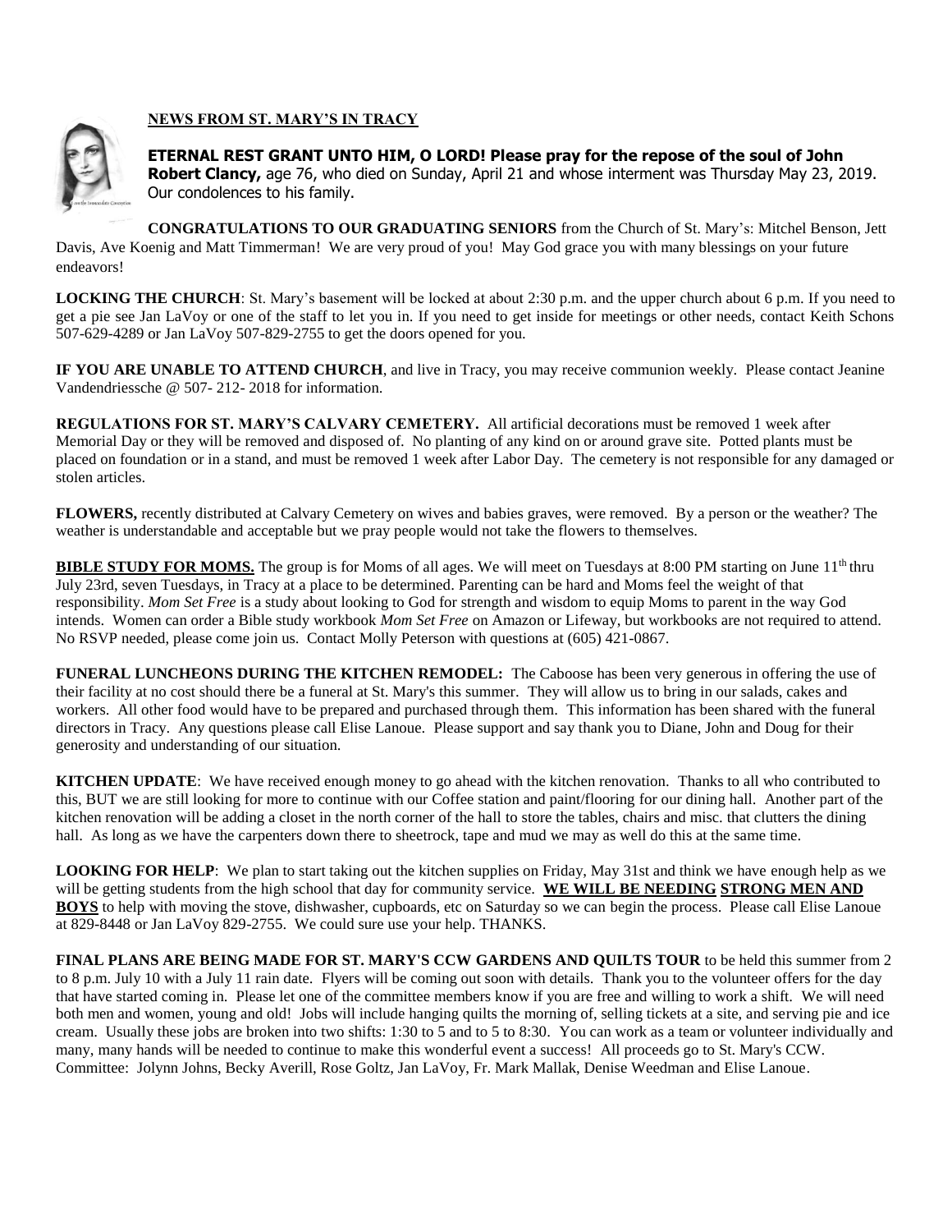**NEWS FROM ST. MARY'S IN TRACY**

**ETERNAL REST GRANT UNTO HIM, O LORD! Please pray for the repose of the soul of John Robert Clancy,** age 76, who died on Sunday, April 21 and whose interment was Thursday May 23, 2019. Our condolences to his family.

**CONGRATULATIONS TO OUR GRADUATING SENIORS** from the Church of St. Mary's: Mitchel Benson, Jett Davis, Ave Koenig and Matt Timmerman! We are very proud of you! May God grace you with many blessings on your future endeavors!

**LOCKING THE CHURCH**: St. Mary's basement will be locked at about 2:30 p.m. and the upper church about 6 p.m. If you need to get a pie see Jan LaVoy or one of the staff to let you in. If you need to get inside for meetings or other needs, contact Keith Schons 507-629-4289 or Jan LaVoy 507-829-2755 to get the doors opened for you.

**IF YOU ARE UNABLE TO ATTEND CHURCH**, and live in Tracy, you may receive communion weekly. Please contact Jeanine Vandendriessche @ 507- 212- 2018 for information.

**REGULATIONS FOR ST. MARY'S CALVARY CEMETERY.** All artificial decorations must be removed 1 week after Memorial Day or they will be removed and disposed of. No planting of any kind on or around grave site. Potted plants must be placed on foundation or in a stand, and must be removed 1 week after Labor Day. The cemetery is not responsible for any damaged or stolen articles.

**FLOWERS,** recently distributed at Calvary Cemetery on wives and babies graves, were removed. By a person or the weather? The weather is understandable and acceptable but we pray people would not take the flowers to themselves.

**BIBLE STUDY FOR MOMS.** The group is for Moms of all ages. We will meet on Tuesdays at 8:00 PM starting on June 11th thru July 23rd, seven Tuesdays, in Tracy at a place to be determined. Parenting can be hard and Moms feel the weight of that responsibility. *Mom Set Free* is a study about looking to God for strength and wisdom to equip Moms to parent in the way God intends. Women can order a Bible study workbook *Mom Set Free* on Amazon or Lifeway, but workbooks are not required to attend. No RSVP needed, please come join us. Contact Molly Peterson with questions at (605) 421-0867.

**FUNERAL LUNCHEONS DURING THE KITCHEN REMODEL:** The Caboose has been very generous in offering the use of their facility at no cost should there be a funeral at St. Mary's this summer. They will allow us to bring in our salads, cakes and workers. All other food would have to be prepared and purchased through them. This information has been shared with the funeral directors in Tracy. Any questions please call Elise Lanoue. Please support and say thank you to Diane, John and Doug for their generosity and understanding of our situation.

**KITCHEN UPDATE**: We have received enough money to go ahead with the kitchen renovation. Thanks to all who contributed to this, BUT we are still looking for more to continue with our Coffee station and paint/flooring for our dining hall. Another part of the kitchen renovation will be adding a closet in the north corner of the hall to store the tables, chairs and misc. that clutters the dining hall. As long as we have the carpenters down there to sheetrock, tape and mud we may as well do this at the same time.

**LOOKING FOR HELP**: We plan to start taking out the kitchen supplies on Friday, May 31st and think we have enough help as we will be getting students from the high school that day for community service. **WE WILL BE NEEDING STRONG MEN AND BOYS** to help with moving the stove, dishwasher, cupboards, etc on Saturday so we can begin the process. Please call Elise Lanoue at 829-8448 or Jan LaVoy 829-2755. We could sure use your help. THANKS.

**FINAL PLANS ARE BEING MADE FOR ST. MARY'S CCW GARDENS AND QUILTS TOUR** to be held this summer from 2 to 8 p.m. July 10 with a July 11 rain date. Flyers will be coming out soon with details. Thank you to the volunteer offers for the day that have started coming in. Please let one of the committee members know if you are free and willing to work a shift. We will need both men and women, young and old! Jobs will include hanging quilts the morning of, selling tickets at a site, and serving pie and ice cream. Usually these jobs are broken into two shifts: 1:30 to 5 and to 5 to 8:30. You can work as a team or volunteer individually and many, many hands will be needed to continue to make this wonderful event a success! All proceeds go to St. Mary's CCW. Committee: Jolynn Johns, Becky Averill, Rose Goltz, Jan LaVoy, Fr. Mark Mallak, Denise Weedman and Elise Lanoue.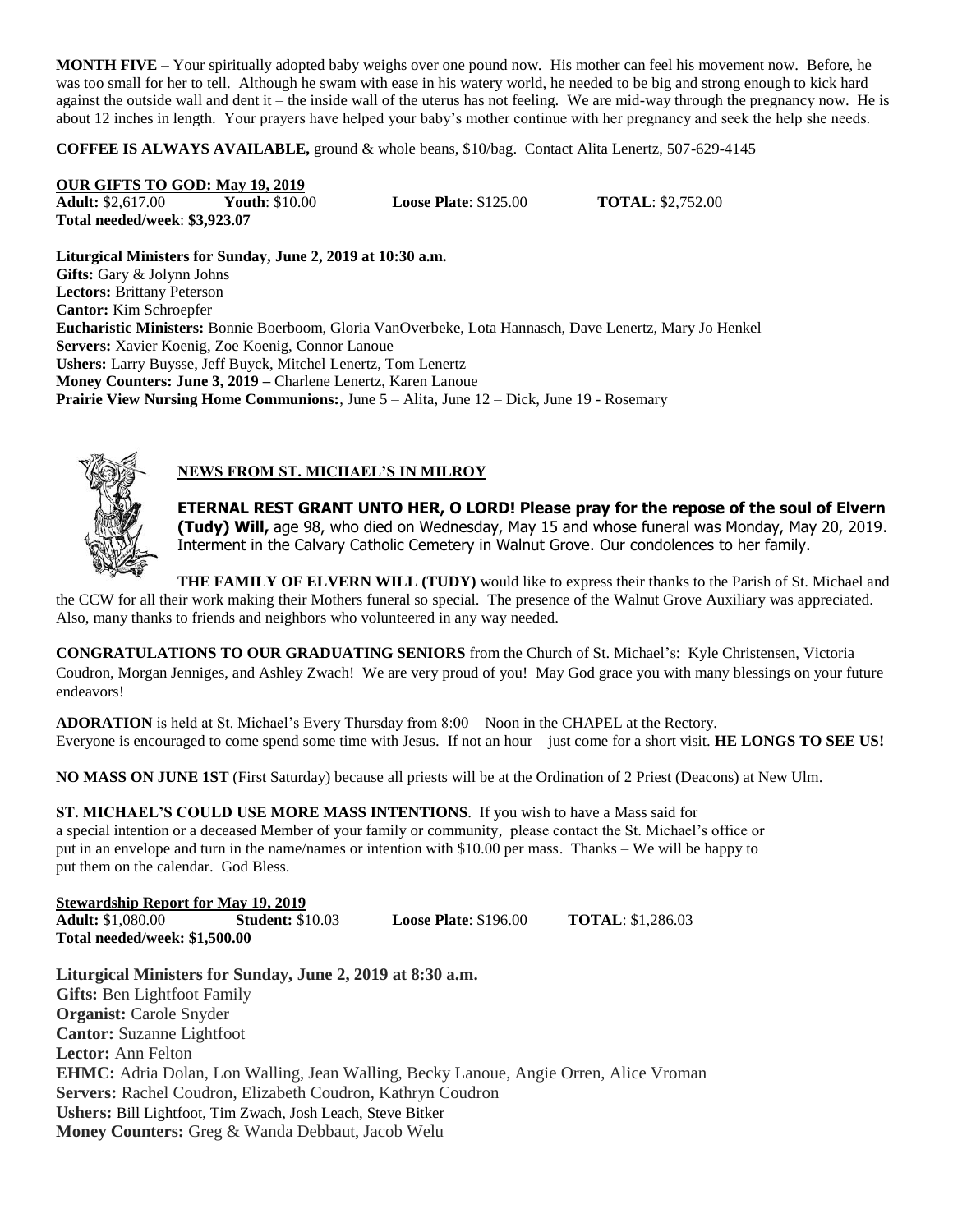**MONTH FIVE** – Your spiritually adopted baby weighs over one pound now. His mother can feel his movement now. Before, he was too small for her to tell. Although he swam with ease in his watery world, he needed to be big and strong enough to kick hard against the outside wall and dent it – the inside wall of the uterus has not feeling. We are mid-way through the pregnancy now. He is about 12 inches in length. Your prayers have helped your baby's mother continue with her pregnancy and seek the help she needs.

**COFFEE IS ALWAYS AVAILABLE,** ground & whole beans, $10/bag. Contact Alita Lenertz, 507-629-4145

**OUR GIFTS TO GOD: May 19, 2019**
**Adult:** $2,617.00 **Youth**: $10.00 **Loose Plate**: $125.00 **TOTAL**: $2,752.00
**Total needed/week**: **$3,923.07**

**Liturgical Ministers for Sunday, June 2, 2019 at 10:30 a.m.**
**Gifts:** Gary & Jolynn Johns
**Lectors:** Brittany Peterson
**Cantor:** Kim Schroepfer
**Eucharistic Ministers:** Bonnie Boerboom, Gloria VanOverbeke, Lota Hannasch, Dave Lenertz, Mary Jo Henkel
**Servers:** Xavier Koenig, Zoe Koenig, Connor Lanoue
**Ushers:** Larry Buysse, Jeff Buyck, Mitchel Lenertz, Tom Lenertz
**Money Counters: June 3, 2019 –** Charlene Lenertz, Karen Lanoue
**Prairie View Nursing Home Communions:**, June 5 – Alita, June 12 – Dick, June 19 - Rosemary

**NEWS FROM ST. MICHAEL'S IN MILROY**

**ETERNAL REST GRANT UNTO HER, O LORD! Please pray for the repose of the soul of Elvern (Tudy) Will,** age 98, who died on Wednesday, May 15 and whose funeral was Monday, May 20, 2019. Interment in the Calvary Catholic Cemetery in Walnut Grove. Our condolences to her family.

**THE FAMILY OF ELVERN WILL (TUDY)** would like to express their thanks to the Parish of St. Michael and the CCW for all their work making their Mothers funeral so special. The presence of the Walnut Grove Auxiliary was appreciated. Also, many thanks to friends and neighbors who volunteered in any way needed.

**CONGRATULATIONS TO OUR GRADUATING SENIORS** from the Church of St. Michael's: Kyle Christensen, Victoria Coudron, Morgan Jenniges, and Ashley Zwach! We are very proud of you! May God grace you with many blessings on your future endeavors!

**ADORATION** is held at St. Michael's Every Thursday from 8:00 – Noon in the CHAPEL at the Rectory.
Everyone is encouraged to come spend some time with Jesus. If not an hour – just come for a short visit. **HE LONGS TO SEE US!**

**NO MASS ON JUNE 1ST** (First Saturday) because all priests will be at the Ordination of 2 Priest (Deacons) at New Ulm.

**ST. MICHAEL'S COULD USE MORE MASS INTENTIONS**. If you wish to have a Mass said for a special intention or a deceased Member of your family or community, please contact the St. Michael's office or put in an envelope and turn in the name/names or intention with $10.00 per mass. Thanks – We will be happy to put them on the calendar. God Bless.

**Stewardship Report for May 19, 2019**
**Adult:** $1,080.00 **Student:** $10.03 **Loose Plate**: $196.00 **TOTAL**: $1,286.03
**Total needed/week: $1,500.00**

**Liturgical Ministers for Sunday, June 2, 2019 at 8:30 a.m.**
**Gifts:** Ben Lightfoot Family
**Organist:** Carole Snyder
**Cantor:** Suzanne Lightfoot
**Lector:** Ann Felton
**EHMC:** Adria Dolan, Lon Walling, Jean Walling, Becky Lanoue, Angie Orren, Alice Vroman
**Servers:** Rachel Coudron, Elizabeth Coudron, Kathryn Coudron
**Ushers:** Bill Lightfoot, Tim Zwach, Josh Leach, Steve Bitker
**Money Counters:** Greg & Wanda Debbaut, Jacob Welu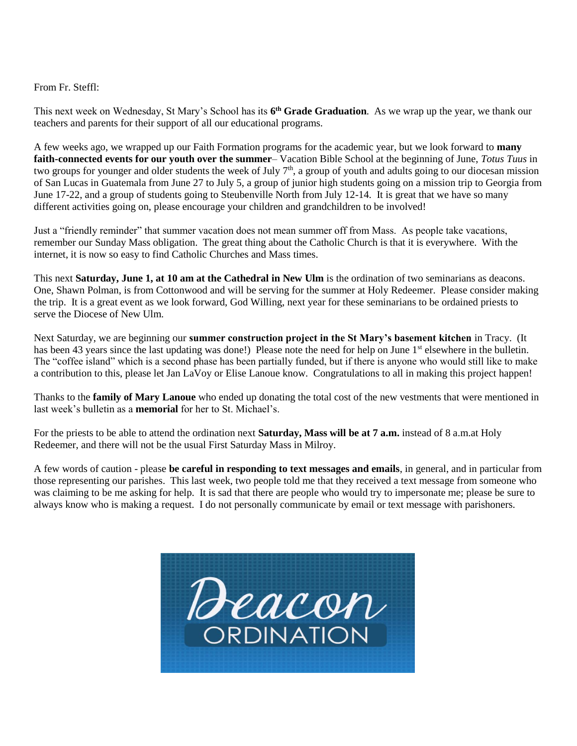From Fr. Steffl:

This next week on Wednesday, St Mary's School has its **6th Grade Graduation**. As we wrap up the year, we thank our teachers and parents for their support of all our educational programs.

A few weeks ago, we wrapped up our Faith Formation programs for the academic year, but we look forward to **many faith-connected events for our youth over the summer**– Vacation Bible School at the beginning of June, *Totus Tuus* in two groups for younger and older students the week of July 7th, a group of youth and adults going to our diocesan mission of San Lucas in Guatemala from June 27 to July 5, a group of junior high students going on a mission trip to Georgia from June 17-22, and a group of students going to Steubenville North from July 12-14. It is great that we have so many different activities going on, please encourage your children and grandchildren to be involved!

Just a "friendly reminder" that summer vacation does not mean summer off from Mass. As people take vacations, remember our Sunday Mass obligation. The great thing about the Catholic Church is that it is everywhere. With the internet, it is now so easy to find Catholic Churches and Mass times.

This next **Saturday, June 1, at 10 am at the Cathedral in New Ulm** is the ordination of two seminarians as deacons. One, Shawn Polman, is from Cottonwood and will be serving for the summer at Holy Redeemer. Please consider making the trip. It is a great event as we look forward, God Willing, next year for these seminarians to be ordained priests to serve the Diocese of New Ulm.

Next Saturday, we are beginning our **summer construction project in the St Mary's basement kitchen** in Tracy. (It has been 43 years since the last updating was done!) Please note the need for help on June 1st elsewhere in the bulletin. The "coffee island" which is a second phase has been partially funded, but if there is anyone who would still like to make a contribution to this, please let Jan LaVoy or Elise Lanoue know. Congratulations to all in making this project happen!

Thanks to the **family of Mary Lanoue** who ended up donating the total cost of the new vestments that were mentioned in last week's bulletin as a **memorial** for her to St. Michael's.

For the priests to be able to attend the ordination next **Saturday, Mass will be at 7 a.m.** instead of 8 a.m.at Holy Redeemer, and there will not be the usual First Saturday Mass in Milroy.

A few words of caution - please **be careful in responding to text messages and emails**, in general, and in particular from those representing our parishes. This last week, two people told me that they received a text message from someone who was claiming to be me asking for help. It is sad that there are people who would try to impersonate me; please be sure to always know who is making a request. I do not personally communicate by email or text message with parishoners.

Deacon ORDINATION